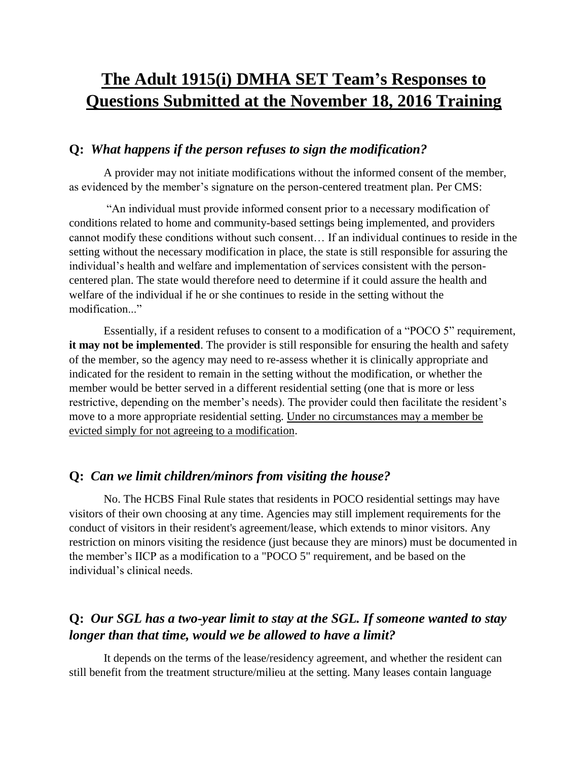# The Adult 1915(i) DMHA SET Team's Responses to Questions Submitted at the November 18, 2016 Training

## Q: *What happens if the person refuses to sign the modification?*

A provider may not initiate modifications without the informed consent of the member, as evidenced by the member's signature on the person-centered treatment plan. Per CMS:

"An individual must provide informed consent prior to a necessary modification of conditions related to home and community-based settings being implemented, and providers cannot modify these conditions without such consent… If an individual continues to reside in the setting without the necessary modification in place, the state is still responsible for assuring the individual's health and welfare and implementation of services consistent with the person-centered plan. The state would therefore need to determine if it could assure the health and welfare of the individual if he or she continues to reside in the setting without the modification..."

Essentially, if a resident refuses to consent to a modification of a "POCO 5" requirement, **it may not be implemented**. The provider is still responsible for ensuring the health and safety of the member, so the agency may need to re-assess whether it is clinically appropriate and indicated for the resident to remain in the setting without the modification, or whether the member would be better served in a different residential setting (one that is more or less restrictive, depending on the member's needs). The provider could then facilitate the resident's move to a more appropriate residential setting. <u>Under no circumstances may a member be evicted simply for not agreeing to a modification</u>.

## Q: *Can we limit children/minors from visiting the house?*

No. The HCBS Final Rule states that residents in POCO residential settings may have visitors of their own choosing at any time. Agencies may still implement requirements for the conduct of visitors in their resident's agreement/lease, which extends to minor visitors. Any restriction on minors visiting the residence (just because they are minors) must be documented in the member's IICP as a modification to a "POCO 5" requirement, and be based on the individual's clinical needs.

## Q: *Our SGL has a two-year limit to stay at the SGL. If someone wanted to stay longer than that time, would we be allowed to have a limit?*

It depends on the terms of the lease/residency agreement, and whether the resident can still benefit from the treatment structure/milieu at the setting. Many leases contain language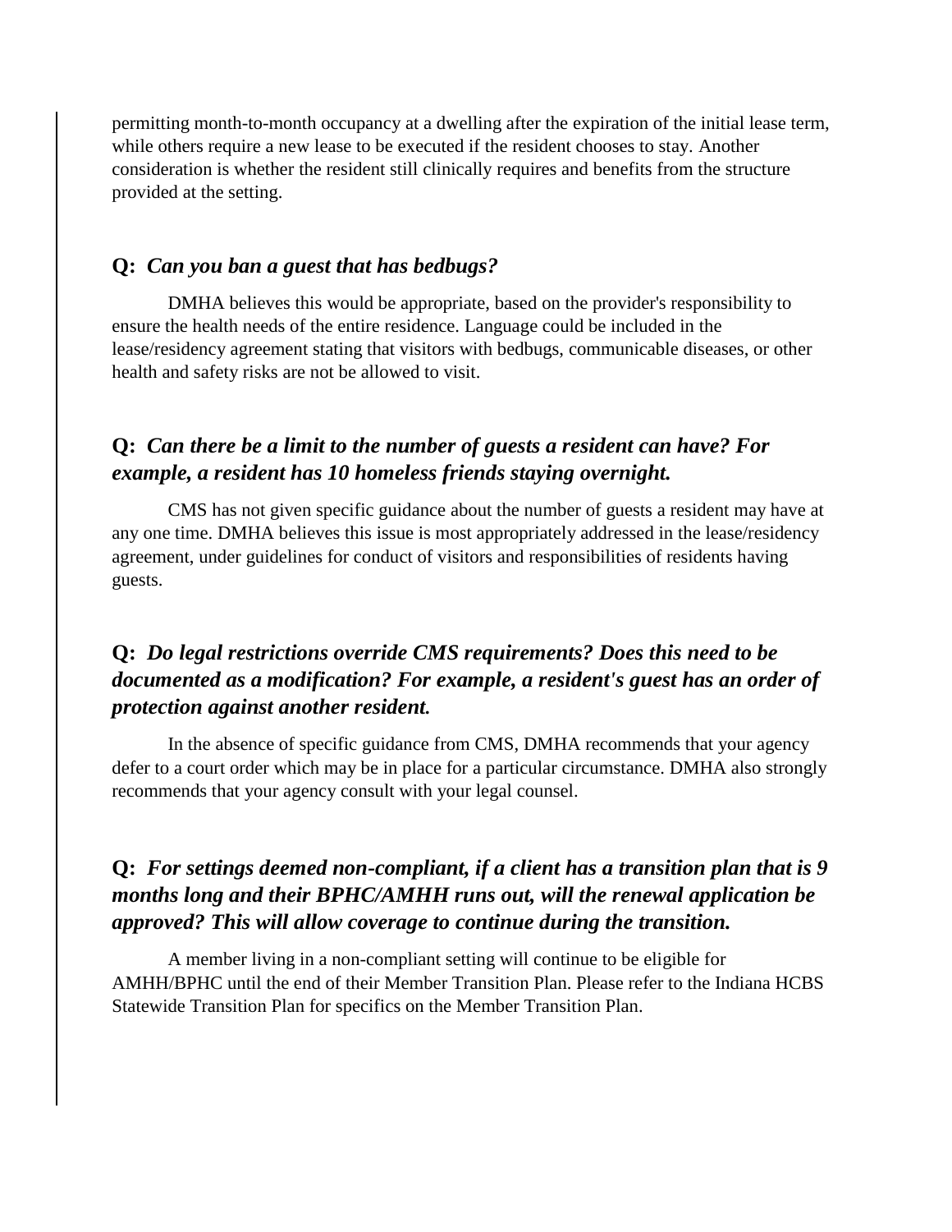permitting month-to-month occupancy at a dwelling after the expiration of the initial lease term, while others require a new lease to be executed if the resident chooses to stay. Another consideration is whether the resident still clinically requires and benefits from the structure provided at the setting.

### **Q:** *Can you ban a guest that has bedbugs?*

DMHA believes this would be appropriate, based on the provider's responsibility to ensure the health needs of the entire residence. Language could be included in the lease/residency agreement stating that visitors with bedbugs, communicable diseases, or other health and safety risks are not be allowed to visit.

### **Q:** *Can there be a limit to the number of guests a resident can have? For example, a resident has 10 homeless friends staying overnight.*

CMS has not given specific guidance about the number of guests a resident may have at any one time. DMHA believes this issue is most appropriately addressed in the lease/residency agreement, under guidelines for conduct of visitors and responsibilities of residents having guests.

### **Q:** *Do legal restrictions override CMS requirements? Does this need to be documented as a modification? For example, a resident's guest has an order of protection against another resident.*

In the absence of specific guidance from CMS, DMHA recommends that your agency defer to a court order which may be in place for a particular circumstance. DMHA also strongly recommends that your agency consult with your legal counsel.

### **Q:** *For settings deemed non-compliant, if a client has a transition plan that is 9 months long and their BPHC/AMHH runs out, will the renewal application be approved? This will allow coverage to continue during the transition.*

A member living in a non-compliant setting will continue to be eligible for AMHH/BPHC until the end of their Member Transition Plan. Please refer to the Indiana HCBS Statewide Transition Plan for specifics on the Member Transition Plan.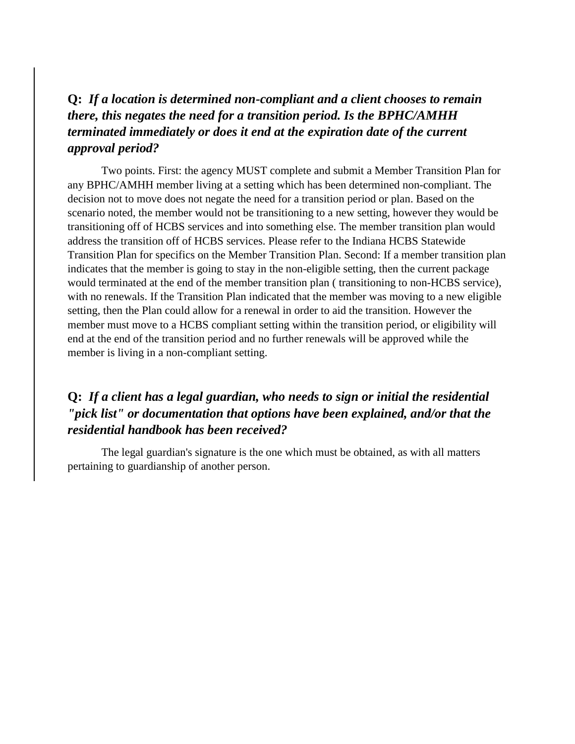**Q:** ***If a location is determined non-compliant and a client chooses to remain there, this negates the need for a transition period. Is the BPHC/AMHH terminated immediately or does it end at the expiration date of the current approval period?***

Two points. First: the agency MUST complete and submit a Member Transition Plan for any BPHC/AMHH member living at a setting which has been determined non-compliant. The decision not to move does not negate the need for a transition period or plan. Based on the scenario noted, the member would not be transitioning to a new setting, however they would be transitioning off of HCBS services and into something else. The member transition plan would address the transition off of HCBS services. Please refer to the Indiana HCBS Statewide Transition Plan for specifics on the Member Transition Plan. Second: If a member transition plan indicates that the member is going to stay in the non-eligible setting, then the current package would terminated at the end of the member transition plan ( transitioning to non-HCBS service), with no renewals. If the Transition Plan indicated that the member was moving to a new eligible setting, then the Plan could allow for a renewal in order to aid the transition. However the member must move to a HCBS compliant setting within the transition period, or eligibility will end at the end of the transition period and no further renewals will be approved while the member is living in a non-compliant setting.

**Q:** ***If a client has a legal guardian, who needs to sign or initial the residential "pick list" or documentation that options have been explained, and/or that the residential handbook has been received?***

The legal guardian's signature is the one which must be obtained, as with all matters pertaining to guardianship of another person.